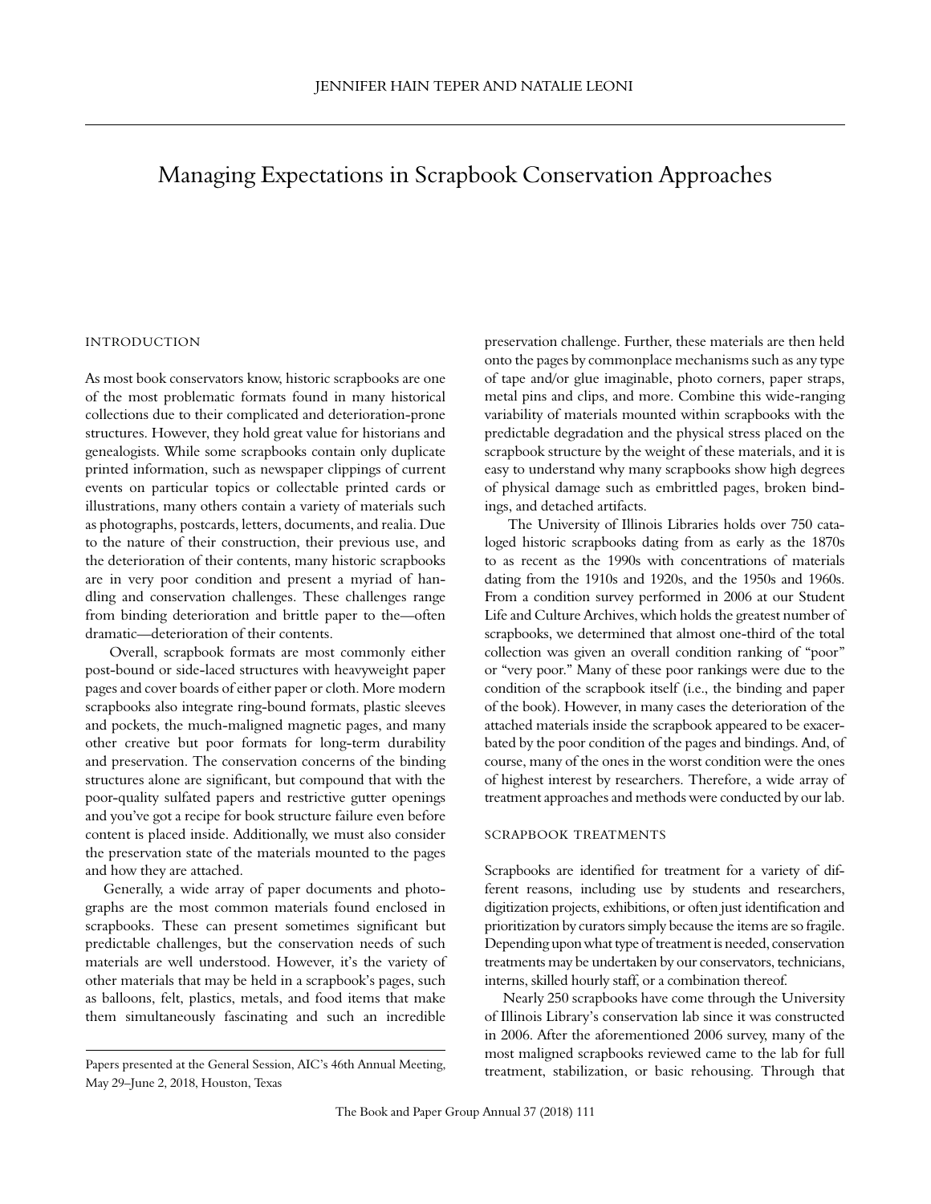JENNIFER HAIN TEPER AND NATALIE LEONI

# Managing Expectations in Scrapbook Conservation Approaches

## INTRODUCTION

As most book conservators know, historic scrapbooks are one of the most problematic formats found in many historical collections due to their complicated and deterioration-prone structures. However, they hold great value for historians and genealogists. While some scrapbooks contain only duplicate printed information, such as newspaper clippings of current events on particular topics or collectable printed cards or illustrations, many others contain a variety of materials such as photographs, postcards, letters, documents, and realia. Due to the nature of their construction, their previous use, and the deterioration of their contents, many historic scrapbooks are in very poor condition and present a myriad of handling and conservation challenges. These challenges range from binding deterioration and brittle paper to the—often dramatic—deterioration of their contents.

Overall, scrapbook formats are most commonly either post-bound or side-laced structures with heavyweight paper pages and cover boards of either paper or cloth. More modern scrapbooks also integrate ring-bound formats, plastic sleeves and pockets, the much-maligned magnetic pages, and many other creative but poor formats for long-term durability and preservation. The conservation concerns of the binding structures alone are significant, but compound that with the poor-quality sulfated papers and restrictive gutter openings and you've got a recipe for book structure failure even before content is placed inside. Additionally, we must also consider the preservation state of the materials mounted to the pages and how they are attached.

Generally, a wide array of paper documents and photographs are the most common materials found enclosed in scrapbooks. These can present sometimes significant but predictable challenges, but the conservation needs of such materials are well understood. However, it's the variety of other materials that may be held in a scrapbook's pages, such as balloons, felt, plastics, metals, and food items that make them simultaneously fascinating and such an incredible preservation challenge. Further, these materials are then held onto the pages by commonplace mechanisms such as any type of tape and/or glue imaginable, photo corners, paper straps, metal pins and clips, and more. Combine this wide-ranging variability of materials mounted within scrapbooks with the predictable degradation and the physical stress placed on the scrapbook structure by the weight of these materials, and it is easy to understand why many scrapbooks show high degrees of physical damage such as embrittled pages, broken bindings, and detached artifacts.

The University of Illinois Libraries holds over 750 cataloged historic scrapbooks dating from as early as the 1870s to as recent as the 1990s with concentrations of materials dating from the 1910s and 1920s, and the 1950s and 1960s. From a condition survey performed in 2006 at our Student Life and Culture Archives, which holds the greatest number of scrapbooks, we determined that almost one-third of the total collection was given an overall condition ranking of "poor" or "very poor." Many of these poor rankings were due to the condition of the scrapbook itself (i.e., the binding and paper of the book). However, in many cases the deterioration of the attached materials inside the scrapbook appeared to be exacerbated by the poor condition of the pages and bindings. And, of course, many of the ones in the worst condition were the ones of highest interest by researchers. Therefore, a wide array of treatment approaches and methods were conducted by our lab.

## SCRAPBOOK TREATMENTS

Scrapbooks are identified for treatment for a variety of different reasons, including use by students and researchers, digitization projects, exhibitions, or often just identification and prioritization by curators simply because the items are so fragile. Depending upon what type of treatment is needed, conservation treatments may be undertaken by our conservators, technicians, interns, skilled hourly staff, or a combination thereof.

Nearly 250 scrapbooks have come through the University of Illinois Library's conservation lab since it was constructed in 2006. After the aforementioned 2006 survey, many of the most maligned scrapbooks reviewed came to the lab for full treatment, stabilization, or basic rehousing. Through that

Papers presented at the General Session, AIC's 46th Annual Meeting, May 29–June 2, 2018, Houston, Texas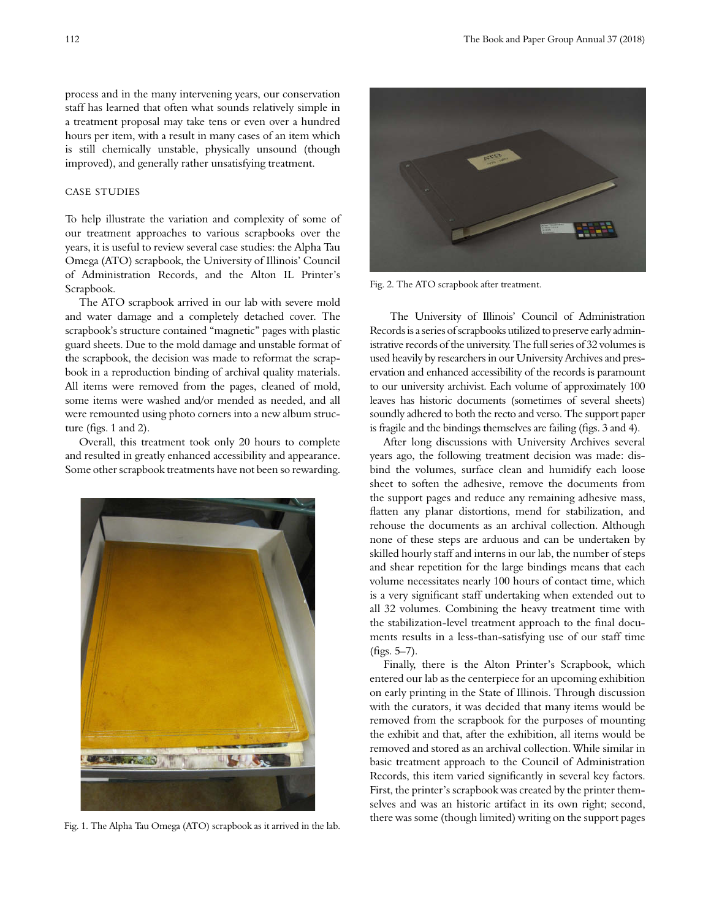process and in the many intervening years, our conservation staff has learned that often what sounds relatively simple in a treatment proposal may take tens or even over a hundred hours per item, with a result in many cases of an item which is still chemically unstable, physically unsound (though improved), and generally rather unsatisfying treatment.

## CASE STUDIES

To help illustrate the variation and complexity of some of our treatment approaches to various scrapbooks over the years, it is useful to review several case studies: the Alpha Tau Omega (ATO) scrapbook, the University of Illinois' Council of Administration Records, and the Alton IL Printer's Scrapbook.

The ATO scrapbook arrived in our lab with severe mold and water damage and a completely detached cover. The scrapbook's structure contained "magnetic" pages with plastic guard sheets. Due to the mold damage and unstable format of the scrapbook, the decision was made to reformat the scrapbook in a reproduction binding of archival quality materials. All items were removed from the pages, cleaned of mold, some items were washed and/or mended as needed, and all were remounted using photo corners into a new album structure (figs. 1 and 2).

Overall, this treatment took only 20 hours to complete and resulted in greatly enhanced accessibility and appearance. Some other scrapbook treatments have not been so rewarding.

Fig. 1. The Alpha Tau Omega (ATO) scrapbook as it arrived in the lab.

Fig. 2. The ATO scrapbook after treatment.

The University of Illinois' Council of Administration Records is a series of scrapbooks utilized to preserve early administrative records of the university. The full series of 32 volumes is used heavily by researchers in our University Archives and preservation and enhanced accessibility of the records is paramount to our university archivist. Each volume of approximately 100 leaves has historic documents (sometimes of several sheets) soundly adhered to both the recto and verso. The support paper is fragile and the bindings themselves are failing (figs. 3 and 4).

After long discussions with University Archives several years ago, the following treatment decision was made: disbind the volumes, surface clean and humidify each loose sheet to soften the adhesive, remove the documents from the support pages and reduce any remaining adhesive mass, flatten any planar distortions, mend for stabilization, and rehouse the documents as an archival collection. Although none of these steps are arduous and can be undertaken by skilled hourly staff and interns in our lab, the number of steps and shear repetition for the large bindings means that each volume necessitates nearly 100 hours of contact time, which is a very significant staff undertaking when extended out to all 32 volumes. Combining the heavy treatment time with the stabilization-level treatment approach to the final documents results in a less-than-satisfying use of our staff time (figs. 5–7).

Finally, there is the Alton Printer's Scrapbook, which entered our lab as the centerpiece for an upcoming exhibition on early printing in the State of Illinois. Through discussion with the curators, it was decided that many items would be removed from the scrapbook for the purposes of mounting the exhibit and that, after the exhibition, all items would be removed and stored as an archival collection. While similar in basic treatment approach to the Council of Administration Records, this item varied significantly in several key factors. First, the printer's scrapbook was created by the printer themselves and was an historic artifact in its own right; second, there was some (though limited) writing on the support pages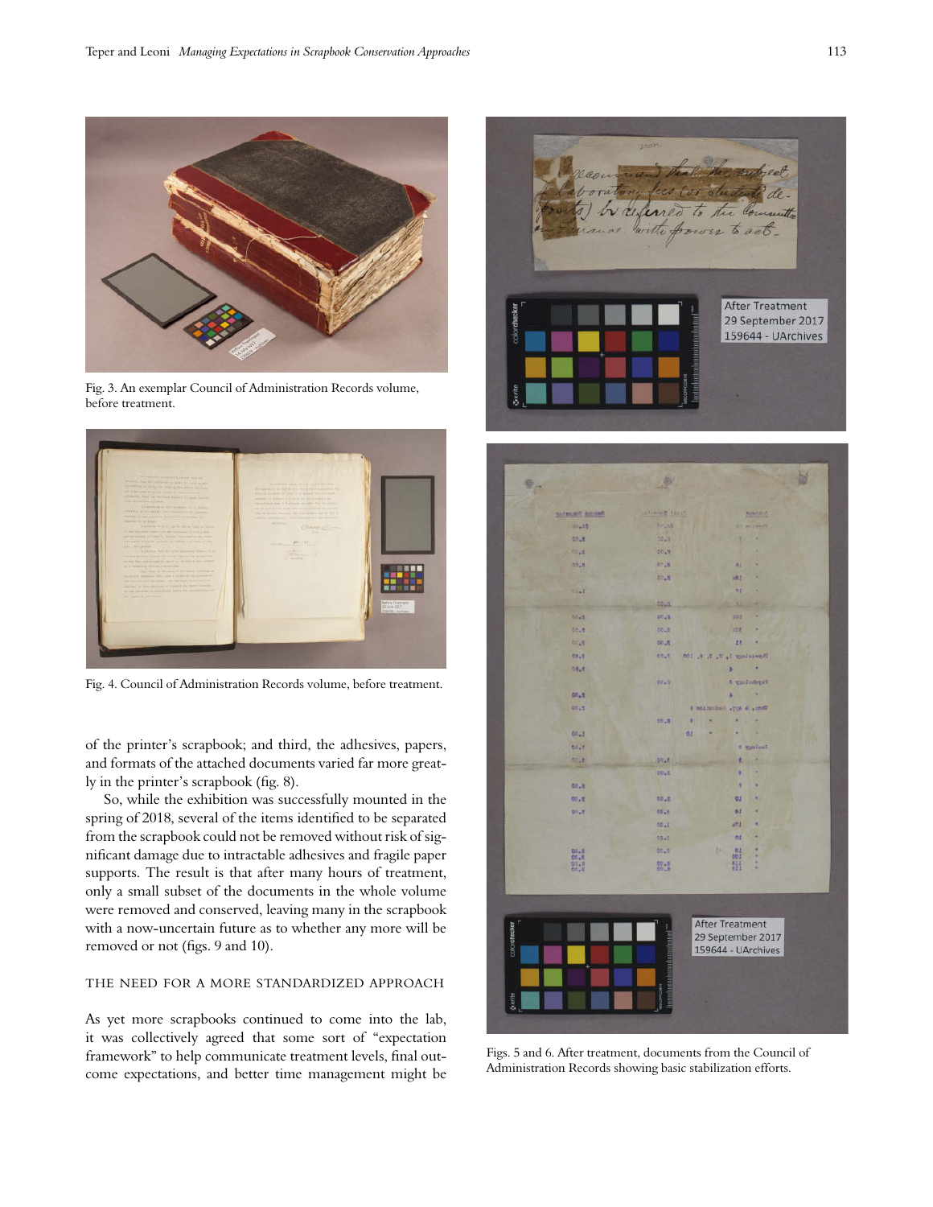Fig. 3. An exemplar Council of Administration Records volume, before treatment.

Fig. 4. Council of Administration Records volume, before treatment.

of the printer's scrapbook; and third, the adhesives, papers, and formats of the attached documents varied far more greatly in the printer's scrapbook (fig. 8).

So, while the exhibition was successfully mounted in the spring of 2018, several of the items identified to be separated from the scrapbook could not be removed without risk of significant damage due to intractable adhesives and fragile paper supports. The result is that after many hours of treatment, only a small subset of the documents in the whole volume were removed and conserved, leaving many in the scrapbook with a now-uncertain future as to whether any more will be removed or not (figs. 9 and 10).

## THE NEED FOR A MORE STANDARDIZED APPROACH

As yet more scrapbooks continued to come into the lab, it was collectively agreed that some sort of "expectation framework" to help communicate treatment levels, final outcome expectations, and better time management might be

Figs. 5 and 6. After treatment, documents from the Council of Administration Records showing basic stabilization efforts.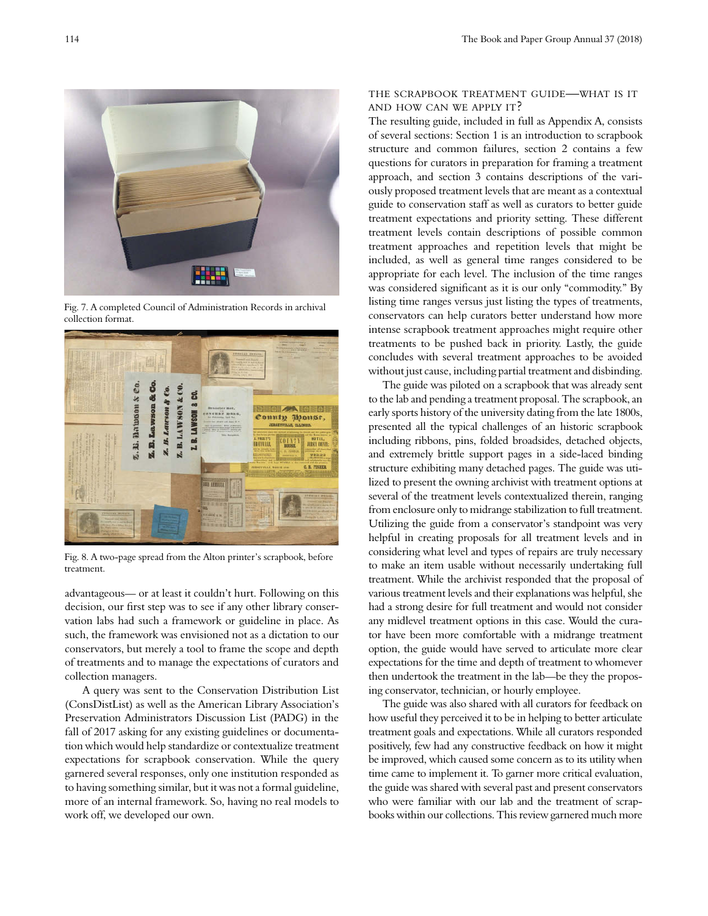Fig. 7. A completed Council of Administration Records in archival collection format.

Fig. 8. A two-page spread from the Alton printer's scrapbook, before treatment.

advantageous— or at least it couldn't hurt. Following on this decision, our first step was to see if any other library conservation labs had such a framework or guideline in place. As such, the framework was envisioned not as a dictation to our conservators, but merely a tool to frame the scope and depth of treatments and to manage the expectations of curators and collection managers.

A query was sent to the Conservation Distribution List (ConsDistList) as well as the American Library Association's Preservation Administrators Discussion List (PADG) in the fall of 2017 asking for any existing guidelines or documentation which would help standardize or contextualize treatment expectations for scrapbook conservation. While the query garnered several responses, only one institution responded as to having something similar, but it was not a formal guideline, more of an internal framework. So, having no real models to work off, we developed our own.

## THE SCRAPBOOK TREATMENT GUIDE—WHAT IS IT AND HOW CAN WE APPLY IT?

The resulting guide, included in full as Appendix A, consists of several sections: Section 1 is an introduction to scrapbook structure and common failures, section 2 contains a few questions for curators in preparation for framing a treatment approach, and section 3 contains descriptions of the variously proposed treatment levels that are meant as a contextual guide to conservation staff as well as curators to better guide treatment expectations and priority setting. These different treatment levels contain descriptions of possible common treatment approaches and repetition levels that might be included, as well as general time ranges considered to be appropriate for each level. The inclusion of the time ranges was considered significant as it is our only "commodity." By listing time ranges versus just listing the types of treatments, conservators can help curators better understand how more intense scrapbook treatment approaches might require other treatments to be pushed back in priority. Lastly, the guide concludes with several treatment approaches to be avoided without just cause, including partial treatment and disbinding.

The guide was piloted on a scrapbook that was already sent to the lab and pending a treatment proposal. The scrapbook, an early sports history of the university dating from the late 1800s, presented all the typical challenges of an historic scrapbook including ribbons, pins, folded broadsides, detached objects, and extremely brittle support pages in a side-laced binding structure exhibiting many detached pages. The guide was utilized to present the owning archivist with treatment options at several of the treatment levels contextualized therein, ranging from enclosure only to midrange stabilization to full treatment. Utilizing the guide from a conservator's standpoint was very helpful in creating proposals for all treatment levels and in considering what level and types of repairs are truly necessary to make an item usable without necessarily undertaking full treatment. While the archivist responded that the proposal of various treatment levels and their explanations was helpful, she had a strong desire for full treatment and would not consider any midlevel treatment options in this case. Would the curator have been more comfortable with a midrange treatment option, the guide would have served to articulate more clear expectations for the time and depth of treatment to whomever then undertook the treatment in the lab—be they the proposing conservator, technician, or hourly employee.

The guide was also shared with all curators for feedback on how useful they perceived it to be in helping to better articulate treatment goals and expectations. While all curators responded positively, few had any constructive feedback on how it might be improved, which caused some concern as to its utility when time came to implement it. To garner more critical evaluation, the guide was shared with several past and present conservators who were familiar with our lab and the treatment of scrapbooks within our collections. This review garnered much more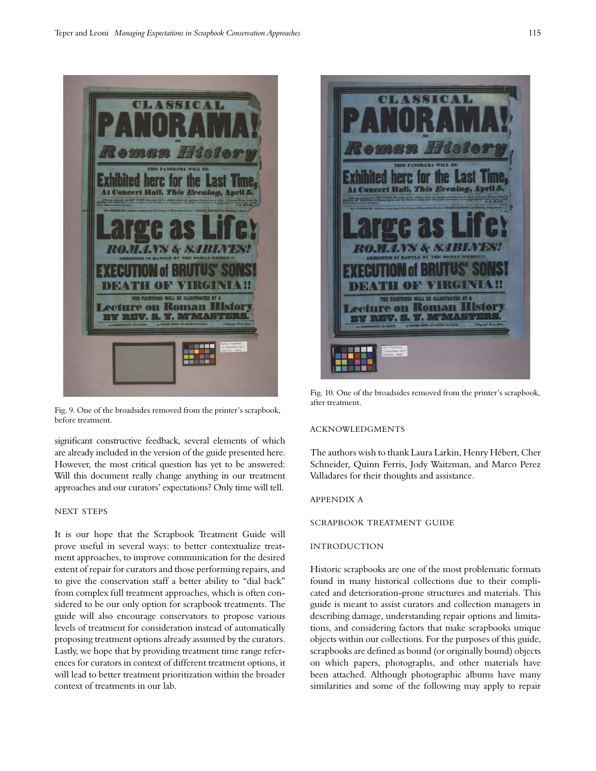Fig. 9. One of the broadsides removed from the printer's scrapbook, before treatment.

Fig. 10. One of the broadsides removed from the printer's scrapbook, after treatment.

significant constructive feedback, several elements of which are already included in the version of the guide presented here. However, the most critical question has yet to be answered: Will this document really change anything in our treatment approaches and our curators' expectations? Only time will tell.

## NEXT STEPS

It is our hope that the Scrapbook Treatment Guide will prove useful in several ways: to better contextualize treatment approaches, to improve communication for the desired extent of repair for curators and those performing repairs, and to give the conservation staff a better ability to "dial back" from complex full treatment approaches, which is often considered to be our only option for scrapbook treatments. The guide will also encourage conservators to propose various levels of treatment for consideration instead of automatically proposing treatment options already assumed by the curators. Lastly, we hope that by providing treatment time range references for curators in context of different treatment options, it will lead to better treatment prioritization within the broader context of treatments in our lab.

## ACKNOWLEDGMENTS

The authors wish to thank Laura Larkin, Henry Hébert, Cher Schneider, Quinn Ferris, Jody Waitzman, and Marco Perez Valladares for their thoughts and assistance.

## APPENDIX A

## SCRAPBOOK TREATMENT GUIDE

### INTRODUCTION

Historic scrapbooks are one of the most problematic formats found in many historical collections due to their complicated and deterioration-prone structures and materials. This guide is meant to assist curators and collection managers in describing damage, understanding repair options and limitations, and considering factors that make scrapbooks unique objects within our collections. For the purposes of this guide, scrapbooks are defined as bound (or originally bound) objects on which papers, photographs, and other materials have been attached. Although photographic albums have many similarities and some of the following may apply to repair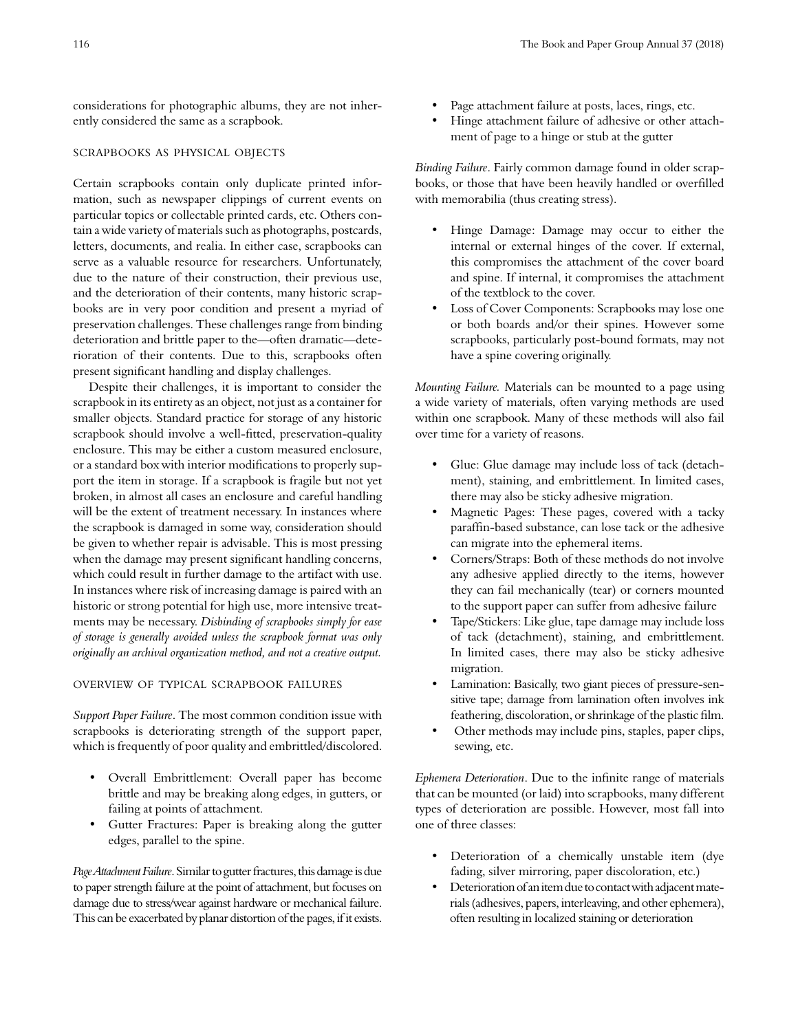considerations for photographic albums, they are not inherently considered the same as a scrapbook.

## SCRAPBOOKS AS PHYSICAL OBJECTS

Certain scrapbooks contain only duplicate printed information, such as newspaper clippings of current events on particular topics or collectable printed cards, etc. Others contain a wide variety of materials such as photographs, postcards, letters, documents, and realia. In either case, scrapbooks can serve as a valuable resource for researchers. Unfortunately, due to the nature of their construction, their previous use, and the deterioration of their contents, many historic scrapbooks are in very poor condition and present a myriad of preservation challenges. These challenges range from binding deterioration and brittle paper to the—often dramatic—deterioration of their contents. Due to this, scrapbooks often present significant handling and display challenges.

Despite their challenges, it is important to consider the scrapbook in its entirety as an object, not just as a container for smaller objects. Standard practice for storage of any historic scrapbook should involve a well-fitted, preservation-quality enclosure. This may be either a custom measured enclosure, or a standard box with interior modifications to properly support the item in storage. If a scrapbook is fragile but not yet broken, in almost all cases an enclosure and careful handling will be the extent of treatment necessary. In instances where the scrapbook is damaged in some way, consideration should be given to whether repair is advisable. This is most pressing when the damage may present significant handling concerns, which could result in further damage to the artifact with use. In instances where risk of increasing damage is paired with an historic or strong potential for high use, more intensive treatments may be necessary. *Disbinding of scrapbooks simply for ease of storage is generally avoided unless the scrapbook format was only originally an archival organization method, and not a creative output.*

## OVERVIEW OF TYPICAL SCRAPBOOK FAILURES

*Support Paper Failure*. The most common condition issue with scrapbooks is deteriorating strength of the support paper, which is frequently of poor quality and embrittled/discolored.

- Overall Embrittlement: Overall paper has become brittle and may be breaking along edges, in gutters, or failing at points of attachment.
- Gutter Fractures: Paper is breaking along the gutter edges, parallel to the spine.

*Page Attachment Failure*. Similar to gutter fractures, this damage is due to paper strength failure at the point of attachment, but focuses on damage due to stress/wear against hardware or mechanical failure. This can be exacerbated by planar distortion of the pages, if it exists.

- Page attachment failure at posts, laces, rings, etc.
- Hinge attachment failure of adhesive or other attachment of page to a hinge or stub at the gutter

*Binding Failure*. Fairly common damage found in older scrapbooks, or those that have been heavily handled or overfilled with memorabilia (thus creating stress).

- Hinge Damage: Damage may occur to either the internal or external hinges of the cover. If external, this compromises the attachment of the cover board and spine. If internal, it compromises the attachment of the textblock to the cover.
- Loss of Cover Components: Scrapbooks may lose one or both boards and/or their spines. However some scrapbooks, particularly post-bound formats, may not have a spine covering originally.

*Mounting Failure.* Materials can be mounted to a page using a wide variety of materials, often varying methods are used within one scrapbook. Many of these methods will also fail over time for a variety of reasons.

- Glue: Glue damage may include loss of tack (detachment), staining, and embrittlement. In limited cases, there may also be sticky adhesive migration.
- Magnetic Pages: These pages, covered with a tacky paraffin-based substance, can lose tack or the adhesive can migrate into the ephemeral items.
- Corners/Straps: Both of these methods do not involve any adhesive applied directly to the items, however they can fail mechanically (tear) or corners mounted to the support paper can suffer from adhesive failure
- Tape/Stickers: Like glue, tape damage may include loss of tack (detachment), staining, and embrittlement. In limited cases, there may also be sticky adhesive migration.
- Lamination: Basically, two giant pieces of pressure-sensitive tape; damage from lamination often involves ink feathering, discoloration, or shrinkage of the plastic film.
- Other methods may include pins, staples, paper clips, sewing, etc.

*Ephemera Deterioration*. Due to the infinite range of materials that can be mounted (or laid) into scrapbooks, many different types of deterioration are possible. However, most fall into one of three classes:

- Deterioration of a chemically unstable item (dye fading, silver mirroring, paper discoloration, etc.)
- Deterioration of an item due to contact with adjacent materials (adhesives, papers, interleaving, and other ephemera), often resulting in localized staining or deterioration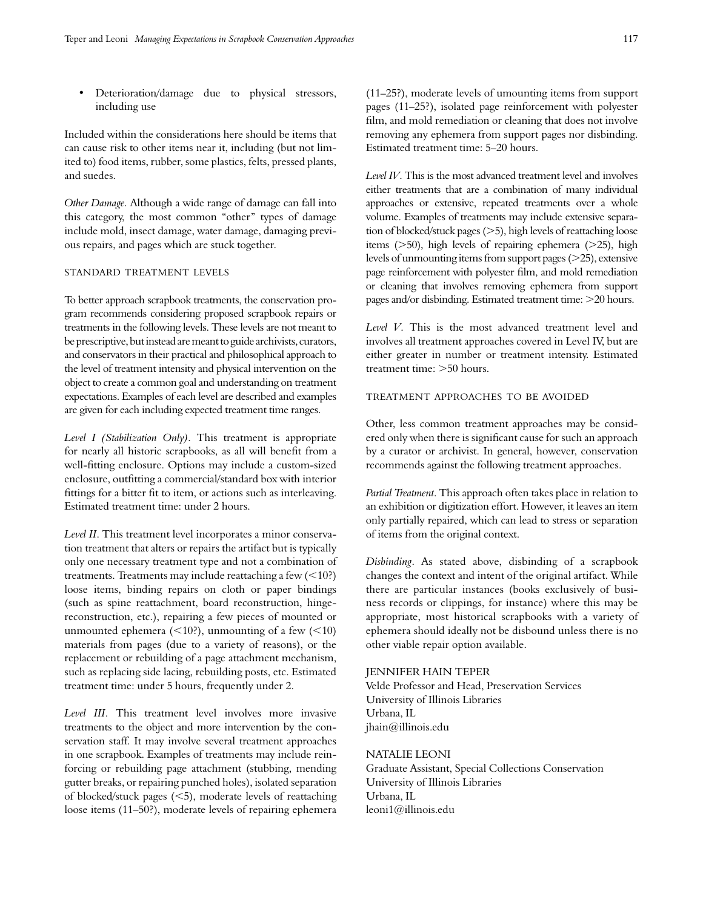- Deterioration/damage due to physical stressors, including use

Included within the considerations here should be items that can cause risk to other items near it, including (but not limited to) food items, rubber, some plastics, felts, pressed plants, and suedes.

*Other Damage.* Although a wide range of damage can fall into this category, the most common "other" types of damage include mold, insect damage, water damage, damaging previous repairs, and pages which are stuck together.

### STANDARD TREATMENT LEVELS

To better approach scrapbook treatments, the conservation program recommends considering proposed scrapbook repairs or treatments in the following levels. These levels are not meant to be prescriptive, but instead are meant to guide archivists, curators, and conservators in their practical and philosophical approach to the level of treatment intensity and physical intervention on the object to create a common goal and understanding on treatment expectations. Examples of each level are described and examples are given for each including expected treatment time ranges.

*Level I (Stabilization Only).* This treatment is appropriate for nearly all historic scrapbooks, as all will benefit from a well-fitting enclosure. Options may include a custom-sized enclosure, outfitting a commercial/standard box with interior fittings for a bitter fit to item, or actions such as interleaving. Estimated treatment time: under 2 hours.

*Level II.* This treatment level incorporates a minor conservation treatment that alters or repairs the artifact but is typically only one necessary treatment type and not a combination of treatments. Treatments may include reattaching a few (<10?) loose items, binding repairs on cloth or paper bindings (such as spine reattachment, board reconstruction, hinge-reconstruction, etc.), repairing a few pieces of mounted or unmounted ephemera (<10?), unmounting of a few (<10) materials from pages (due to a variety of reasons), or the replacement or rebuilding of a page attachment mechanism, such as replacing side lacing, rebuilding posts, etc. Estimated treatment time: under 5 hours, frequently under 2.

*Level III.* This treatment level involves more invasive treatments to the object and more intervention by the conservation staff. It may involve several treatment approaches in one scrapbook. Examples of treatments may include reinforcing or rebuilding page attachment (stubbing, mending gutter breaks, or repairing punched holes), isolated separation of blocked/stuck pages (<5), moderate levels of reattaching loose items (11–50?), moderate levels of repairing ephemera (11–25?), moderate levels of umounting items from support pages (11–25?), isolated page reinforcement with polyester film, and mold remediation or cleaning that does not involve removing any ephemera from support pages nor disbinding. Estimated treatment time: 5–20 hours.

*Level IV.* This is the most advanced treatment level and involves either treatments that are a combination of many individual approaches or extensive, repeated treatments over a whole volume. Examples of treatments may include extensive separation of blocked/stuck pages (>5), high levels of reattaching loose items (>50), high levels of repairing ephemera (>25), high levels of unmounting items from support pages (>25), extensive page reinforcement with polyester film, and mold remediation or cleaning that involves removing ephemera from support pages and/or disbinding. Estimated treatment time: >20 hours.

*Level V.* This is the most advanced treatment level and involves all treatment approaches covered in Level IV, but are either greater in number or treatment intensity. Estimated treatment time: >50 hours.

### TREATMENT APPROACHES TO BE AVOIDED

Other, less common treatment approaches may be considered only when there is significant cause for such an approach by a curator or archivist. In general, however, conservation recommends against the following treatment approaches.

*Partial Treatment.* This approach often takes place in relation to an exhibition or digitization effort. However, it leaves an item only partially repaired, which can lead to stress or separation of items from the original context.

*Disbinding.* As stated above, disbinding of a scrapbook changes the context and intent of the original artifact. While there are particular instances (books exclusively of business records or clippings, for instance) where this may be appropriate, most historical scrapbooks with a variety of ephemera should ideally not be disbound unless there is no other viable repair option available.

JENNIFER HAIN TEPER  
Velde Professor and Head, Preservation Services  
University of Illinois Libraries  
Urbana, IL  
jhain@illinois.edu

NATALIE LEONI  
Graduate Assistant, Special Collections Conservation  
University of Illinois Libraries  
Urbana, IL  
leoni1@illinois.edu